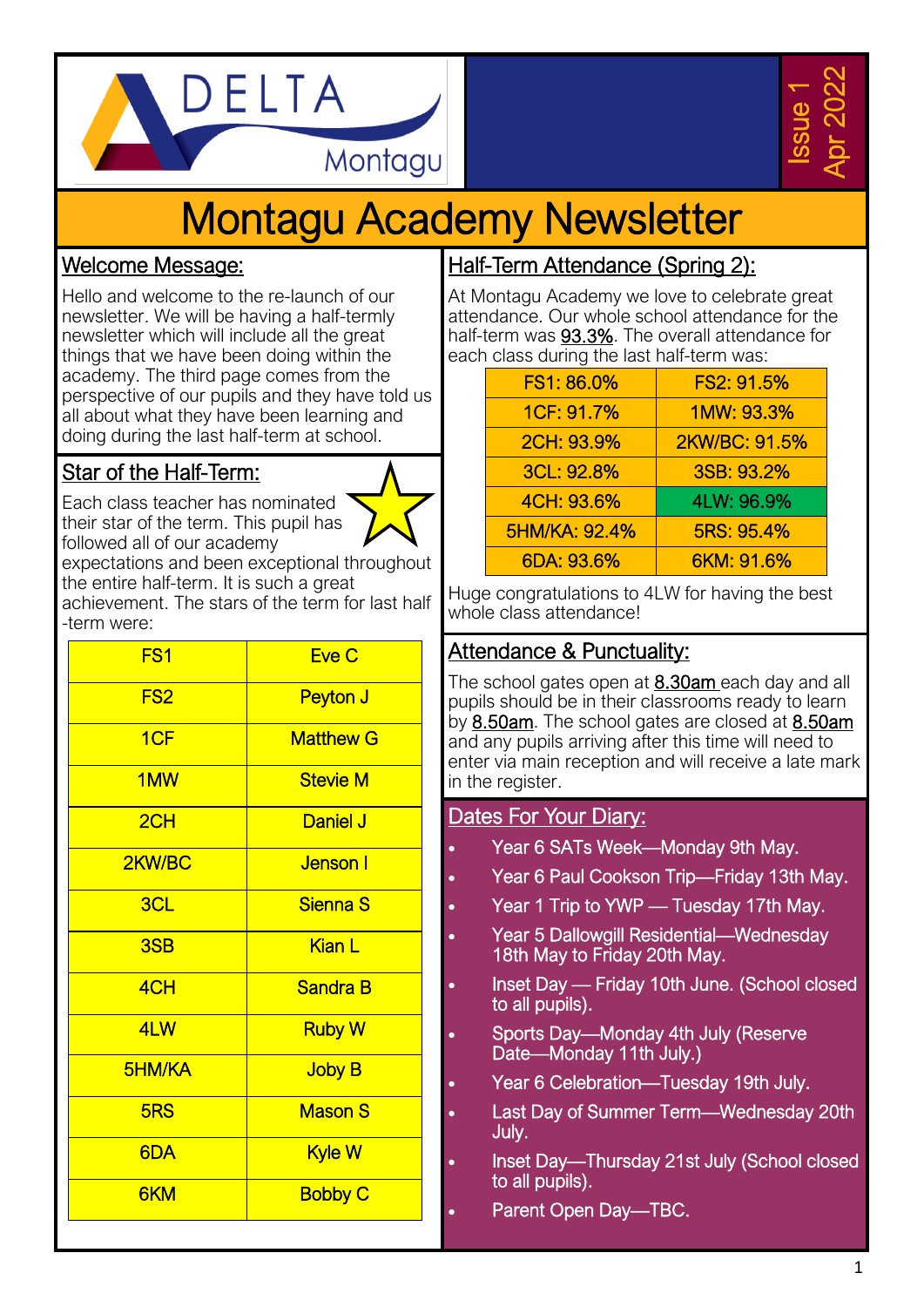DELTA Montagu

Issue 1
Apr 2022

# Montagu Academy Newsletter

## Welcome Message:

Hello and welcome to the re-launch of our newsletter. We will be having a half-termly newsletter which will include all the great things that we have been doing within the academy. The third page comes from the perspective of our pupils and they have told us all about what they have been learning and doing during the last half-term at school.

## Star of the Half-Term:

Each class teacher has nominated their star of the term. This pupil has followed all of our academy expectations and been exceptional throughout the entire half-term. It is such a great achievement. The stars of the term for last half -term were:

| Class | Star |
|---|---|
| FS1 | Eve C |
| FS2 | Peyton J |
| 1CF | Matthew G |
| 1MW | Stevie M |
| 2CH | Daniel J |
| 2KW/BC | Jenson I |
| 3CL | Sienna S |
| 3SB | Kian L |
| 4CH | Sandra B |
| 4LW | Ruby W |
| 5HM/KA | Joby B |
| 5RS | Mason S |
| 6DA | Kyle W |
| 6KM | Bobby C |

## Half-Term Attendance (Spring 2):

At Montagu Academy we love to celebrate great attendance. Our whole school attendance for the half-term was 93.3%. The overall attendance for each class during the last half-term was:

| | |
|---|---|
| FS1: 86.0% | FS2: 91.5% |
| 1CF: 91.7% | 1MW: 93.3% |
| 2CH: 93.9% | 2KW/BC: 91.5% |
| 3CL: 92.8% | 3SB: 93.2% |
| 4CH: 93.6% | 4LW: 96.9% |
| 5HM/KA: 92.4% | 5RS: 95.4% |
| 6DA: 93.6% | 6KM: 91.6% |

Huge congratulations to 4LW for having the best whole class attendance!

## Attendance & Punctuality:

The school gates open at 8.30am each day and all pupils should be in their classrooms ready to learn by 8.50am. The school gates are closed at 8.50am and any pupils arriving after this time will need to enter via main reception and will receive a late mark in the register.

## Dates For Your Diary:

- Year 6 SATs Week—Monday 9th May.
- Year 6 Paul Cookson Trip—Friday 13th May.
- Year 1 Trip to YWP — Tuesday 17th May.
- Year 5 Dallowgill Residential—Wednesday 18th May to Friday 20th May.
- Inset Day — Friday 10th June. (School closed to all pupils).
- Sports Day—Monday 4th July (Reserve Date—Monday 11th July.)
- Year 6 Celebration—Tuesday 19th July.
- Last Day of Summer Term—Wednesday 20th July.
- Inset Day—Thursday 21st July (School closed to all pupils).
- Parent Open Day—TBC.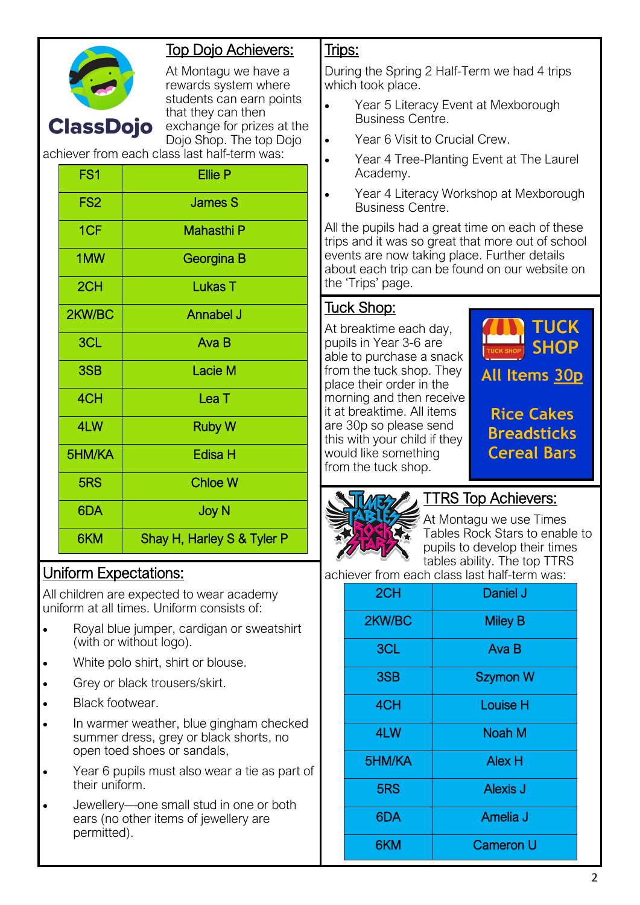## Top Dojo Achievers:

ClassDojo

At Montagu we have a rewards system where students can earn points that they can then exchange for prizes at the Dojo Shop. The top Dojo achiever from each class last half-term was:

| Class | Achiever |
|---|---|
| FS1 | Ellie P |
| FS2 | James S |
| 1CF | Mahasthi P |
| 1MW | Georgina B |
| 2CH | Lukas T |
| 2KW/BC | Annabel J |
| 3CL | Ava B |
| 3SB | Lacie M |
| 4CH | Lea T |
| 4LW | Ruby W |
| 5HM/KA | Edisa H |
| 5RS | Chloe W |
| 6DA | Joy N |
| 6KM | Shay H, Harley S & Tyler P |

## Uniform Expectations:

All children are expected to wear academy uniform at all times. Uniform consists of:

- Royal blue jumper, cardigan or sweatshirt (with or without logo).
- White polo shirt, shirt or blouse.
- Grey or black trousers/skirt.
- Black footwear.
- In warmer weather, blue gingham checked summer dress, grey or black shorts, no open toed shoes or sandals,
- Year 6 pupils must also wear a tie as part of their uniform.
- Jewellery—one small stud in one or both ears (no other items of jewellery are permitted).

## Trips:

During the Spring 2 Half-Term we had 4 trips which took place.

- Year 5 Literacy Event at Mexborough Business Centre.
- Year 6 Visit to Crucial Crew.
- Year 4 Tree-Planting Event at The Laurel Academy.
- Year 4 Literacy Workshop at Mexborough Business Centre.

All the pupils had a great time on each of these trips and it was so great that more out of school events are now taking place. Further details about each trip can be found on our website on the 'Trips' page.

## Tuck Shop:

At breaktime each day, pupils in Year 3-6 are able to purchase a snack from the tuck shop. They place their order in the morning and then receive it at breaktime. All items are 30p so please send this with your child if they would like something from the tuck shop.

**TUCK SHOP**

**All Items 30p**

**Rice Cakes**
**Breadsticks**
**Cereal Bars**

## TTRS Top Achievers:

At Montagu we use Times Tables Rock Stars to enable to pupils to develop their times tables ability. The top TTRS achiever from each class last half-term was:

| Class | Achiever |
|---|---|
| 2CH | Daniel J |
| 2KW/BC | Miley B |
| 3CL | Ava B |
| 3SB | Szymon W |
| 4CH | Louise H |
| 4LW | Noah M |
| 5HM/KA | Alex H |
| 5RS | Alexis J |
| 6DA | Amelia J |
| 6KM | Cameron U |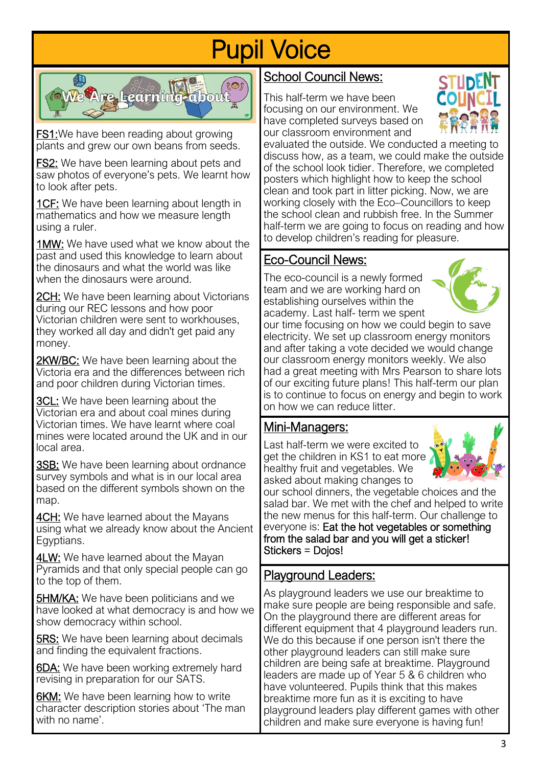# Pupil Voice

## We Are Learning about

FS1: We have been reading about growing plants and grew our own beans from seeds.

FS2: We have been learning about pets and saw photos of everyone's pets. We learnt how to look after pets.

1CF: We have been learning about length in mathematics and how we measure length using a ruler.

1MW: We have used what we know about the past and used this knowledge to learn about the dinosaurs and what the world was like when the dinosaurs were around.

2CH: We have been learning about Victorians during our REC lessons and how poor Victorian children were sent to workhouses, they worked all day and didn't get paid any money.

2KW/BC: We have been learning about the Victoria era and the differences between rich and poor children during Victorian times.

3CL: We have been learning about the Victorian era and about coal mines during Victorian times. We have learnt where coal mines were located around the UK and in our local area.

3SB: We have been learning about ordnance survey symbols and what is in our local area based on the different symbols shown on the map.

4CH: We have learned about the Mayans using what we already know about the Ancient Egyptians.

4LW: We have learned about the Mayan Pyramids and that only special people can go to the top of them.

5HM/KA: We have been politicians and we have looked at what democracy is and how we show democracy within school.

5RS: We have been learning about decimals and finding the equivalent fractions.

6DA: We have been working extremely hard revising in preparation for our SATS.

6KM: We have been learning how to write character description stories about 'The man with no name'.

## School Council News:

This half-term we have been focusing on our environment. We have completed surveys based on our classroom environment and evaluated the outside. We conducted a meeting to discuss how, as a team, we could make the outside of the school look tidier. Therefore, we completed posters which highlight how to keep the school clean and took part in litter picking. Now, we are working closely with the Eco–Councillors to keep the school clean and rubbish free. In the Summer half-term we are going to focus on reading and how to develop children's reading for pleasure.

## Eco-Council News:

The eco-council is a newly formed team and we are working hard on establishing ourselves within the academy. Last half- term we spent our time focusing on how we could begin to save electricity. We set up classroom energy monitors and after taking a vote decided we would change our classroom energy monitors weekly. We also had a great meeting with Mrs Pearson to share lots of our exciting future plans! This half-term our plan is to continue to focus on energy and begin to work on how we can reduce litter.

## Mini-Managers:

Last half-term we were excited to get the children in KS1 to eat more healthy fruit and vegetables. We asked about making changes to our school dinners, the vegetable choices and the salad bar. We met with the chef and helped to write the new menus for this half-term. Our challenge to everyone is: Eat the hot vegetables or something from the salad bar and you will get a sticker! Stickers = Dojos!

## Playground Leaders:

As playground leaders we use our breaktime to make sure people are being responsible and safe. On the playground there are different areas for different equipment that 4 playground leaders run. We do this because if one person isn't there the other playground leaders can still make sure children are being safe at breaktime. Playground leaders are made up of Year 5 & 6 children who have volunteered. Pupils think that this makes breaktime more fun as it is exciting to have playground leaders play different games with other children and make sure everyone is having fun!